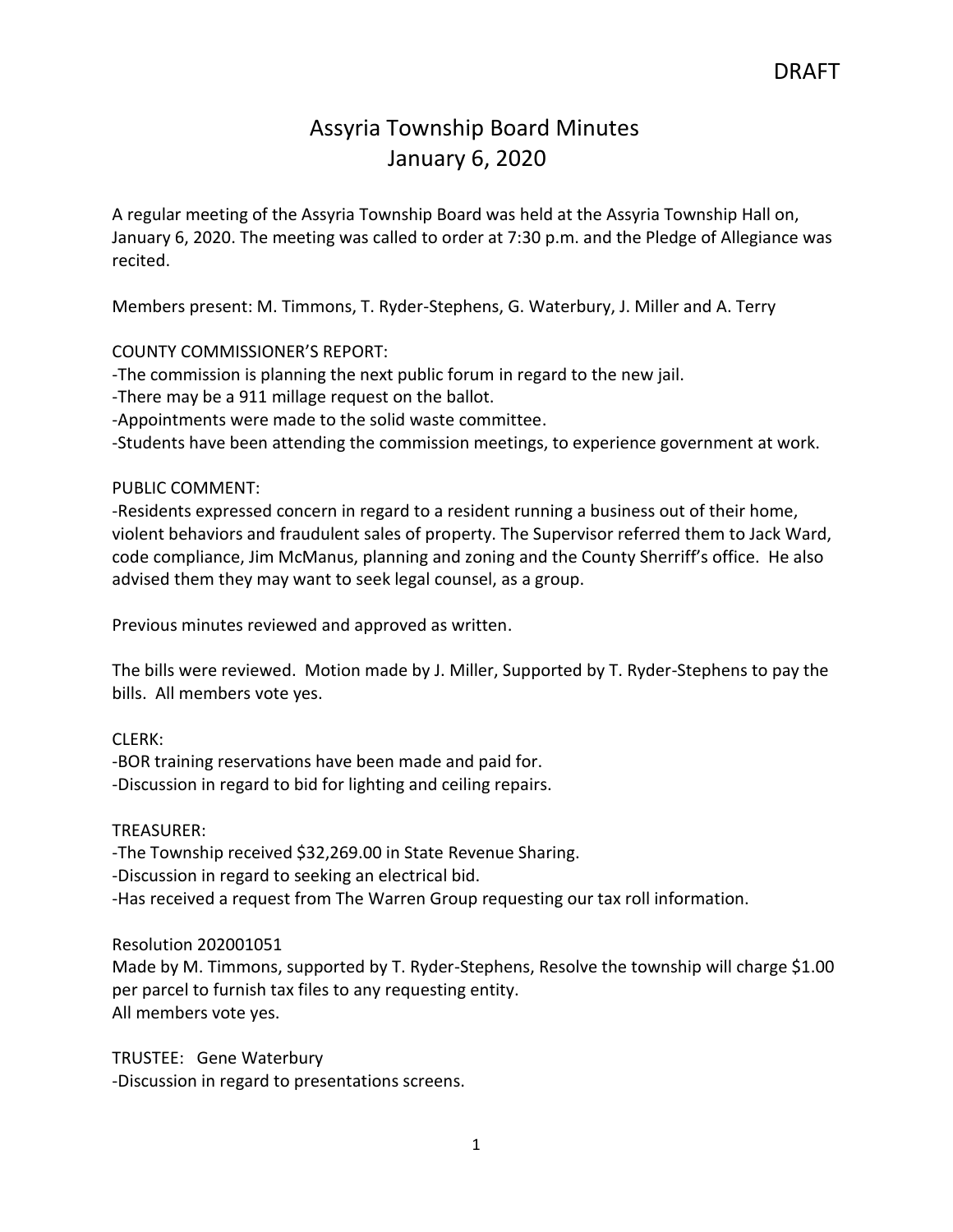DRAFT

# Assyria Township Board Minutes
## January 6, 2020

A regular meeting of the Assyria Township Board was held at the Assyria Township Hall on, January 6, 2020. The meeting was called to order at 7:30 p.m. and the Pledge of Allegiance was recited.

Members present: M. Timmons, T. Ryder-Stephens, G. Waterbury, J. Miller and A. Terry

COUNTY COMMISSIONER'S REPORT:
-The commission is planning the next public forum in regard to the new jail.
-There may be a 911 millage request on the ballot.
-Appointments were made to the solid waste committee.
-Students have been attending the commission meetings, to experience government at work.

PUBLIC COMMENT:
-Residents expressed concern in regard to a resident running a business out of their home, violent behaviors and fraudulent sales of property. The Supervisor referred them to Jack Ward, code compliance, Jim McManus, planning and zoning and the County Sherriff's office. He also advised them they may want to seek legal counsel, as a group.

Previous minutes reviewed and approved as written.

The bills were reviewed. Motion made by J. Miller, Supported by T. Ryder-Stephens to pay the bills. All members vote yes.

CLERK:
-BOR training reservations have been made and paid for.
-Discussion in regard to bid for lighting and ceiling repairs.

TREASURER:
-The Township received $32,269.00 in State Revenue Sharing.
-Discussion in regard to seeking an electrical bid.
-Has received a request from The Warren Group requesting our tax roll information.

Resolution 202001051
Made by M. Timmons, supported by T. Ryder-Stephens, Resolve the township will charge $1.00 per parcel to furnish tax files to any requesting entity.
All members vote yes.

TRUSTEE: Gene Waterbury
-Discussion in regard to presentations screens.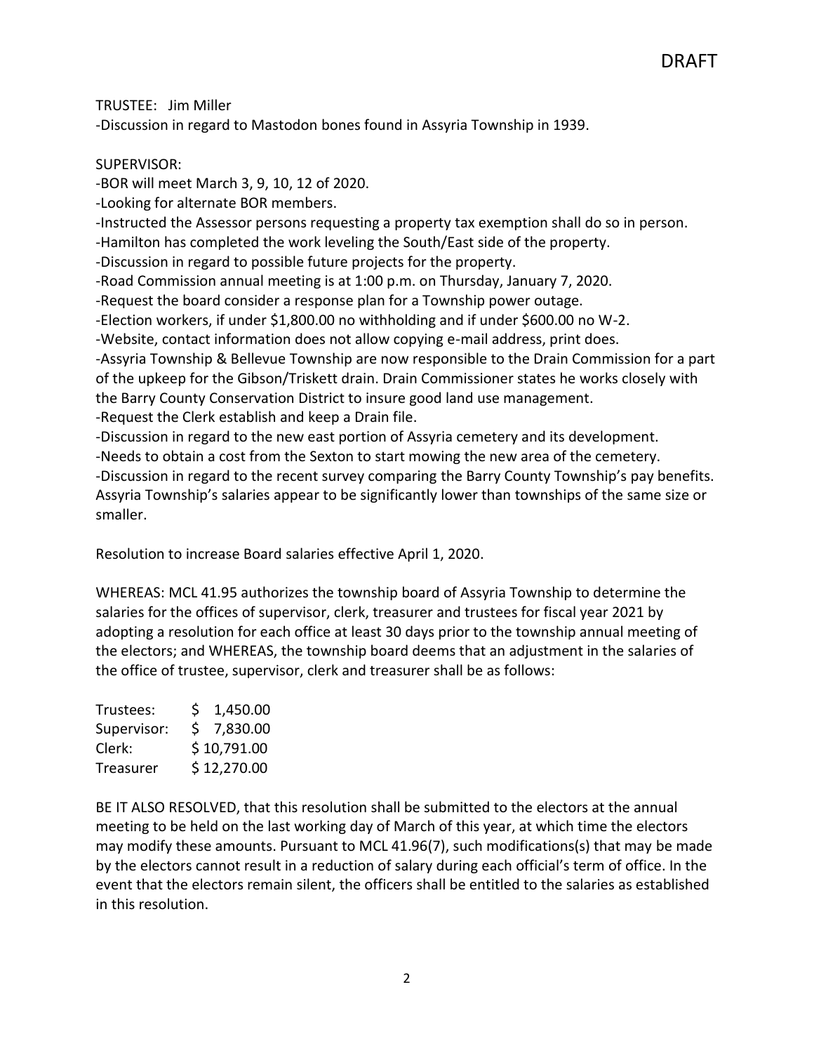DRAFT

TRUSTEE: Jim Miller
-Discussion in regard to Mastodon bones found in Assyria Township in 1939.

SUPERVISOR:
-BOR will meet March 3, 9, 10, 12 of 2020.
-Looking for alternate BOR members.
-Instructed the Assessor persons requesting a property tax exemption shall do so in person.
-Hamilton has completed the work leveling the South/East side of the property.
-Discussion in regard to possible future projects for the property.
-Road Commission annual meeting is at 1:00 p.m. on Thursday, January 7, 2020.
-Request the board consider a response plan for a Township power outage.
-Election workers, if under $1,800.00 no withholding and if under $600.00 no W-2.
-Website, contact information does not allow copying e-mail address, print does.
-Assyria Township & Bellevue Township are now responsible to the Drain Commission for a part of the upkeep for the Gibson/Triskett drain. Drain Commissioner states he works closely with the Barry County Conservation District to insure good land use management.
-Request the Clerk establish and keep a Drain file.
-Discussion in regard to the new east portion of Assyria cemetery and its development.
-Needs to obtain a cost from the Sexton to start mowing the new area of the cemetery.
-Discussion in regard to the recent survey comparing the Barry County Township's pay benefits. Assyria Township's salaries appear to be significantly lower than townships of the same size or smaller.

Resolution to increase Board salaries effective April 1, 2020.

WHEREAS: MCL 41.95 authorizes the township board of Assyria Township to determine the salaries for the offices of supervisor, clerk, treasurer and trustees for fiscal year 2021 by adopting a resolution for each office at least 30 days prior to the township annual meeting of the electors; and WHEREAS, the township board deems that an adjustment in the salaries of the office of trustee, supervisor, clerk and treasurer shall be as follows:

| | |
|---|---|
| Trustees: | $ 1,450.00 |
| Supervisor: | $ 7,830.00 |
| Clerk: | $ 10,791.00 |
| Treasurer | $ 12,270.00 |

BE IT ALSO RESOLVED, that this resolution shall be submitted to the electors at the annual meeting to be held on the last working day of March of this year, at which time the electors may modify these amounts. Pursuant to MCL 41.96(7), such modifications(s) that may be made by the electors cannot result in a reduction of salary during each official's term of office. In the event that the electors remain silent, the officers shall be entitled to the salaries as established in this resolution.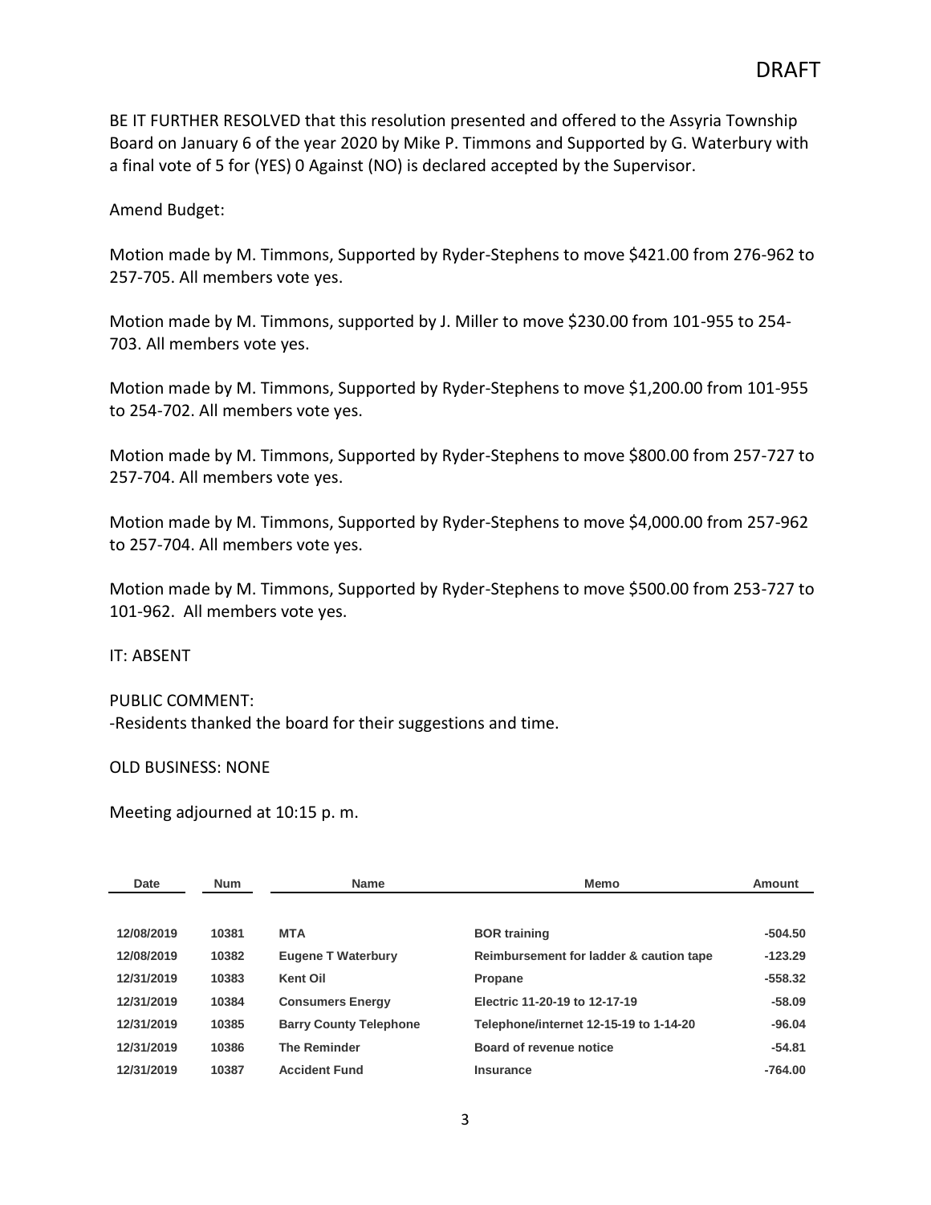DRAFT

BE IT FURTHER RESOLVED that this resolution presented and offered to the Assyria Township Board on January 6 of the year 2020 by Mike P. Timmons and Supported by G. Waterbury with a final vote of 5 for (YES) 0 Against (NO) is declared accepted by the Supervisor.

Amend Budget:

Motion made by M. Timmons, Supported by Ryder-Stephens to move $421.00 from 276-962 to 257-705. All members vote yes.

Motion made by M. Timmons, supported by J. Miller to move $230.00 from 101-955 to 254-703. All members vote yes.

Motion made by M. Timmons, Supported by Ryder-Stephens to move $1,200.00 from 101-955 to 254-702. All members vote yes.

Motion made by M. Timmons, Supported by Ryder-Stephens to move $800.00 from 257-727 to 257-704. All members vote yes.

Motion made by M. Timmons, Supported by Ryder-Stephens to move $4,000.00 from 257-962 to 257-704. All members vote yes.

Motion made by M. Timmons, Supported by Ryder-Stephens to move $500.00 from 253-727 to 101-962. All members vote yes.

IT: ABSENT

PUBLIC COMMENT:
-Residents thanked the board for their suggestions and time.

OLD BUSINESS: NONE

Meeting adjourned at 10:15 p. m.

| Date | Num | Name | Memo | Amount |
|---|---|---|---|---|
| 12/08/2019 | 10381 | MTA | BOR training | -504.50 |
| 12/08/2019 | 10382 | Eugene T Waterbury | Reimbursement for ladder & caution tape | -123.29 |
| 12/31/2019 | 10383 | Kent Oil | Propane | -558.32 |
| 12/31/2019 | 10384 | Consumers Energy | Electric 11-20-19 to 12-17-19 | -58.09 |
| 12/31/2019 | 10385 | Barry County Telephone | Telephone/internet 12-15-19 to 1-14-20 | -96.04 |
| 12/31/2019 | 10386 | The Reminder | Board of revenue notice | -54.81 |
| 12/31/2019 | 10387 | Accident Fund | Insurance | -764.00 |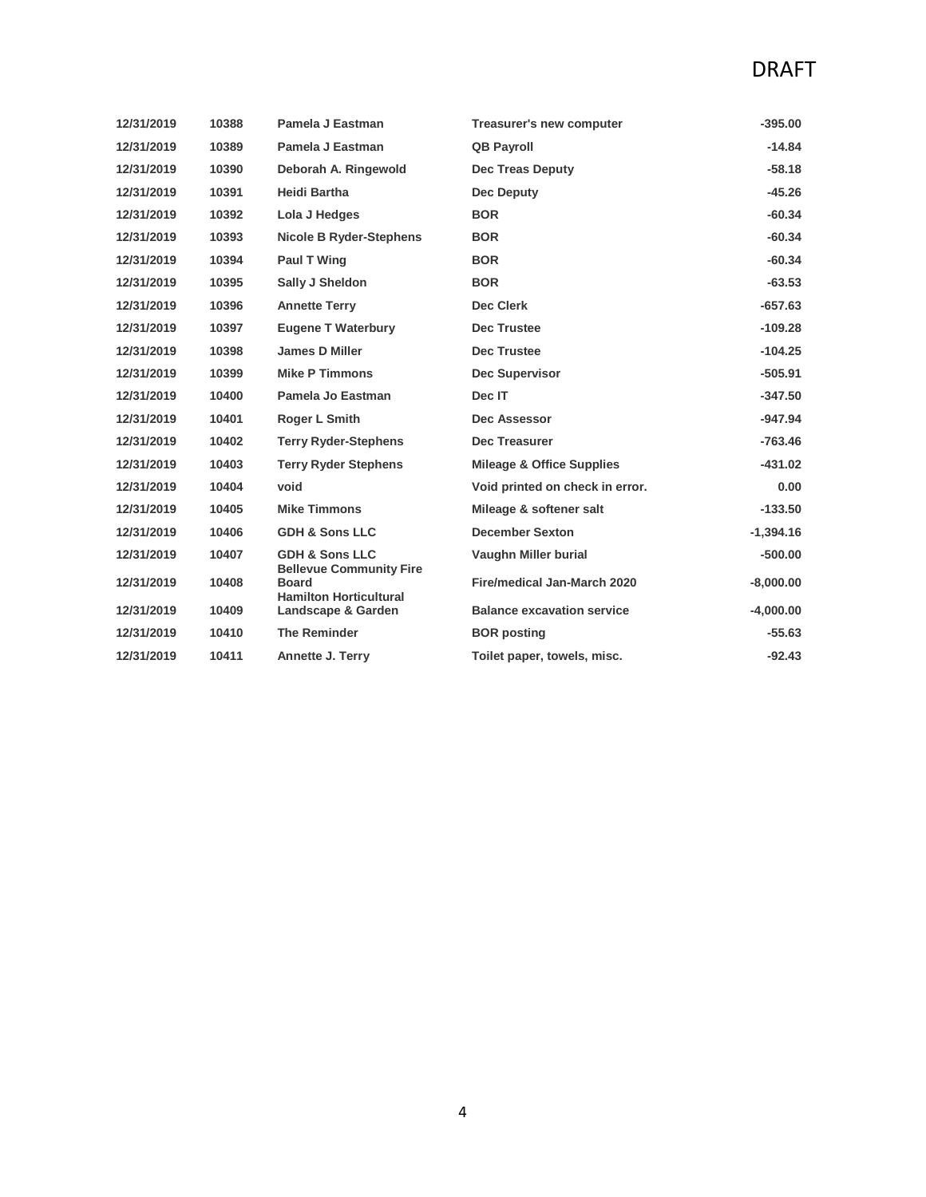DRAFT

| | | | | |
|---|---|---|---|---|
| 12/31/2019 | 10388 | Pamela J Eastman | Treasurer's new computer | -395.00 |
| 12/31/2019 | 10389 | Pamela J Eastman | QB Payroll | -14.84 |
| 12/31/2019 | 10390 | Deborah A. Ringewold | Dec Treas Deputy | -58.18 |
| 12/31/2019 | 10391 | Heidi Bartha | Dec Deputy | -45.26 |
| 12/31/2019 | 10392 | Lola J Hedges | BOR | -60.34 |
| 12/31/2019 | 10393 | Nicole B Ryder-Stephens | BOR | -60.34 |
| 12/31/2019 | 10394 | Paul T Wing | BOR | -60.34 |
| 12/31/2019 | 10395 | Sally J Sheldon | BOR | -63.53 |
| 12/31/2019 | 10396 | Annette Terry | Dec Clerk | -657.63 |
| 12/31/2019 | 10397 | Eugene T Waterbury | Dec Trustee | -109.28 |
| 12/31/2019 | 10398 | James D Miller | Dec Trustee | -104.25 |
| 12/31/2019 | 10399 | Mike P Timmons | Dec Supervisor | -505.91 |
| 12/31/2019 | 10400 | Pamela Jo Eastman | Dec IT | -347.50 |
| 12/31/2019 | 10401 | Roger L Smith | Dec Assessor | -947.94 |
| 12/31/2019 | 10402 | Terry Ryder-Stephens | Dec Treasurer | -763.46 |
| 12/31/2019 | 10403 | Terry Ryder Stephens | Mileage & Office Supplies | -431.02 |
| 12/31/2019 | 10404 | void | Void printed on check in error. | 0.00 |
| 12/31/2019 | 10405 | Mike Timmons | Mileage & softener salt | -133.50 |
| 12/31/2019 | 10406 | GDH & Sons LLC | December Sexton | -1,394.16 |
| 12/31/2019 | 10407 | GDH & Sons LLC | Vaughn Miller burial | -500.00 |
| 12/31/2019 | 10408 | Bellevue Community Fire Board | Fire/medical Jan-March 2020 | -8,000.00 |
| 12/31/2019 | 10409 | Hamilton Horticultural Landscape & Garden | Balance excavation service | -4,000.00 |
| 12/31/2019 | 10410 | The Reminder | BOR posting | -55.63 |
| 12/31/2019 | 10411 | Annette J. Terry | Toilet paper, towels, misc. | -92.43 |